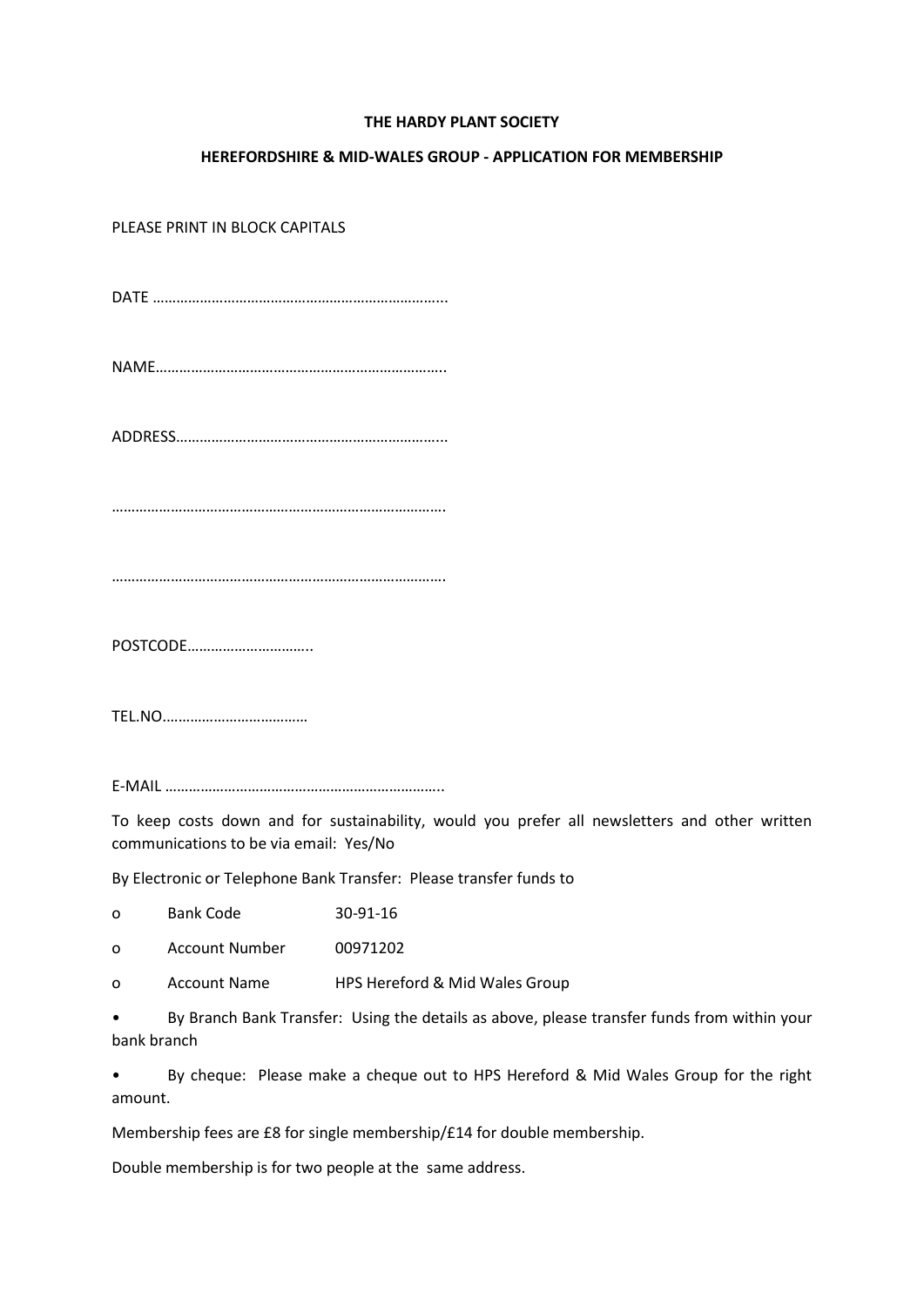**THE HARDY PLANT SOCIETY**

**HEREFORDSHIRE & MID-WALES GROUP - APPLICATION FOR MEMBERSHIP**

PLEASE PRINT IN BLOCK CAPITALS

DATE ………………………………………………………………..

NAME………………………………………………………………..

ADDRESS…………………………………………………………...

………………………………………………………………………….

………………………………………………………………………….

POSTCODE…………………………..

TEL.NO………………………………

E-MAIL ……………………………………………………………..

To keep costs down and for sustainability, would you prefer all newsletters and other written communications to be via email: Yes/No

By Electronic or Telephone Bank Transfer: Please transfer funds to

- Bank Code 30-91-16
- Account Number 00971202
- Account Name HPS Hereford & Mid Wales Group

- By Branch Bank Transfer: Using the details as above, please transfer funds from within your bank branch
- By cheque: Please make a cheque out to HPS Hereford & Mid Wales Group for the right amount.

Membership fees are £8 for single membership/£14 for double membership.

Double membership is for two people at the same address.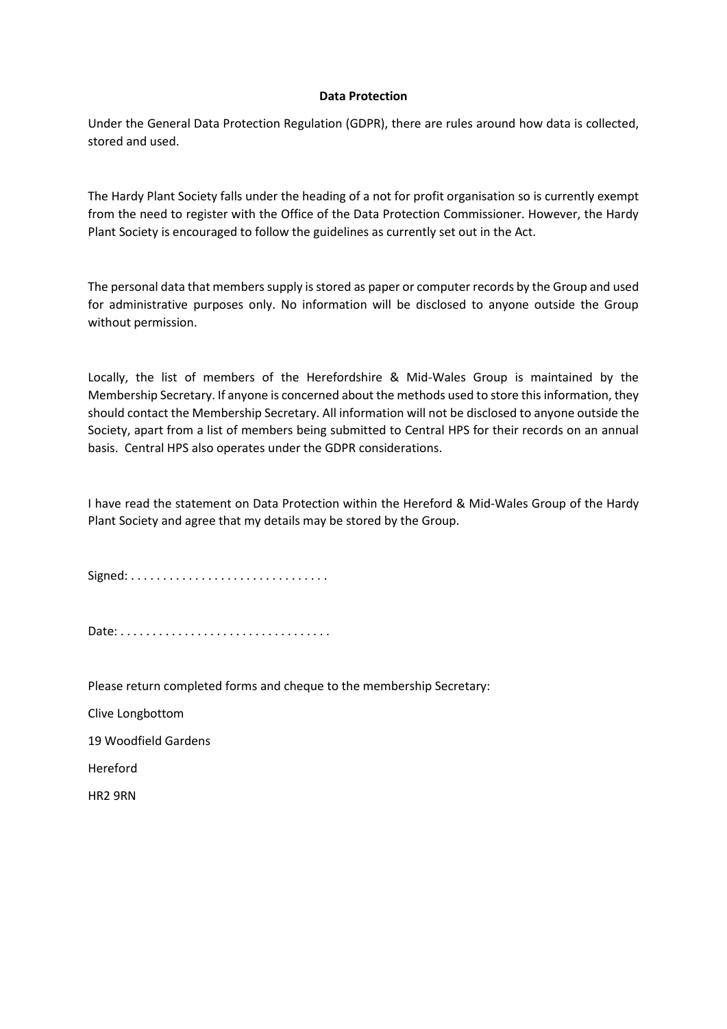**Data Protection**

Under the General Data Protection Regulation (GDPR), there are rules around how data is collected, stored and used.

The Hardy Plant Society falls under the heading of a not for profit organisation so is currently exempt from the need to register with the Office of the Data Protection Commissioner. However, the Hardy Plant Society is encouraged to follow the guidelines as currently set out in the Act.

The personal data that members supply is stored as paper or computer records by the Group and used for administrative purposes only. No information will be disclosed to anyone outside the Group without permission.

Locally, the list of members of the Herefordshire & Mid-Wales Group is maintained by the Membership Secretary. If anyone is concerned about the methods used to store this information, they should contact the Membership Secretary. All information will not be disclosed to anyone outside the Society, apart from a list of members being submitted to Central HPS for their records on an annual basis. Central HPS also operates under the GDPR considerations.

I have read the statement on Data Protection within the Hereford & Mid-Wales Group of the Hardy Plant Society and agree that my details may be stored by the Group.

Signed: . . . . . . . . . . . . . . . . . . . . . . . . . . . . . . .

Date: . . . . . . . . . . . . . . . . . . . . . . . . . . . . . . . . .

Please return completed forms and cheque to the membership Secretary:

Clive Longbottom

19 Woodfield Gardens

Hereford

HR2 9RN